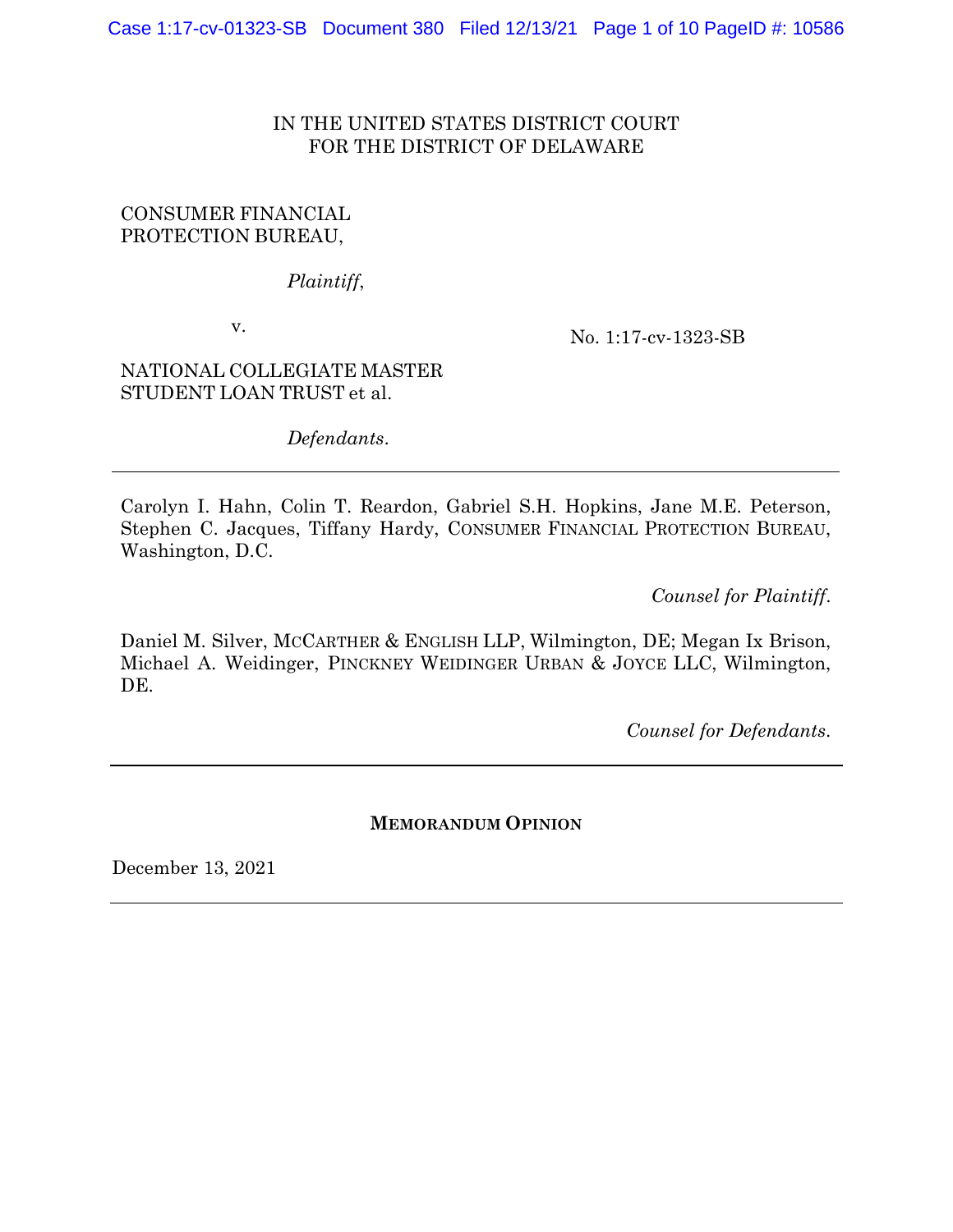IN THE UNITED STATES DISTRICT COURT
FOR THE DISTRICT OF DELAWARE

CONSUMER FINANCIAL PROTECTION BUREAU,

*Plaintiff*,

v.

No. 1:17-cv-1323-SB

NATIONAL COLLEGIATE MASTER STUDENT LOAN TRUST et al.

*Defendants*.

---

Carolyn I. Hahn, Colin T. Reardon, Gabriel S.H. Hopkins, Jane M.E. Peterson, Stephen C. Jacques, Tiffany Hardy, CONSUMER FINANCIAL PROTECTION BUREAU, Washington, D.C.

*Counsel for Plaintiff*.

Daniel M. Silver, MCCARTHER & ENGLISH LLP, Wilmington, DE; Megan Ix Brison, Michael A. Weidinger, PINCKNEY WEIDINGER URBAN & JOYCE LLC, Wilmington, DE.

*Counsel for Defendants*.

---

**MEMORANDUM OPINION**

December 13, 2021

---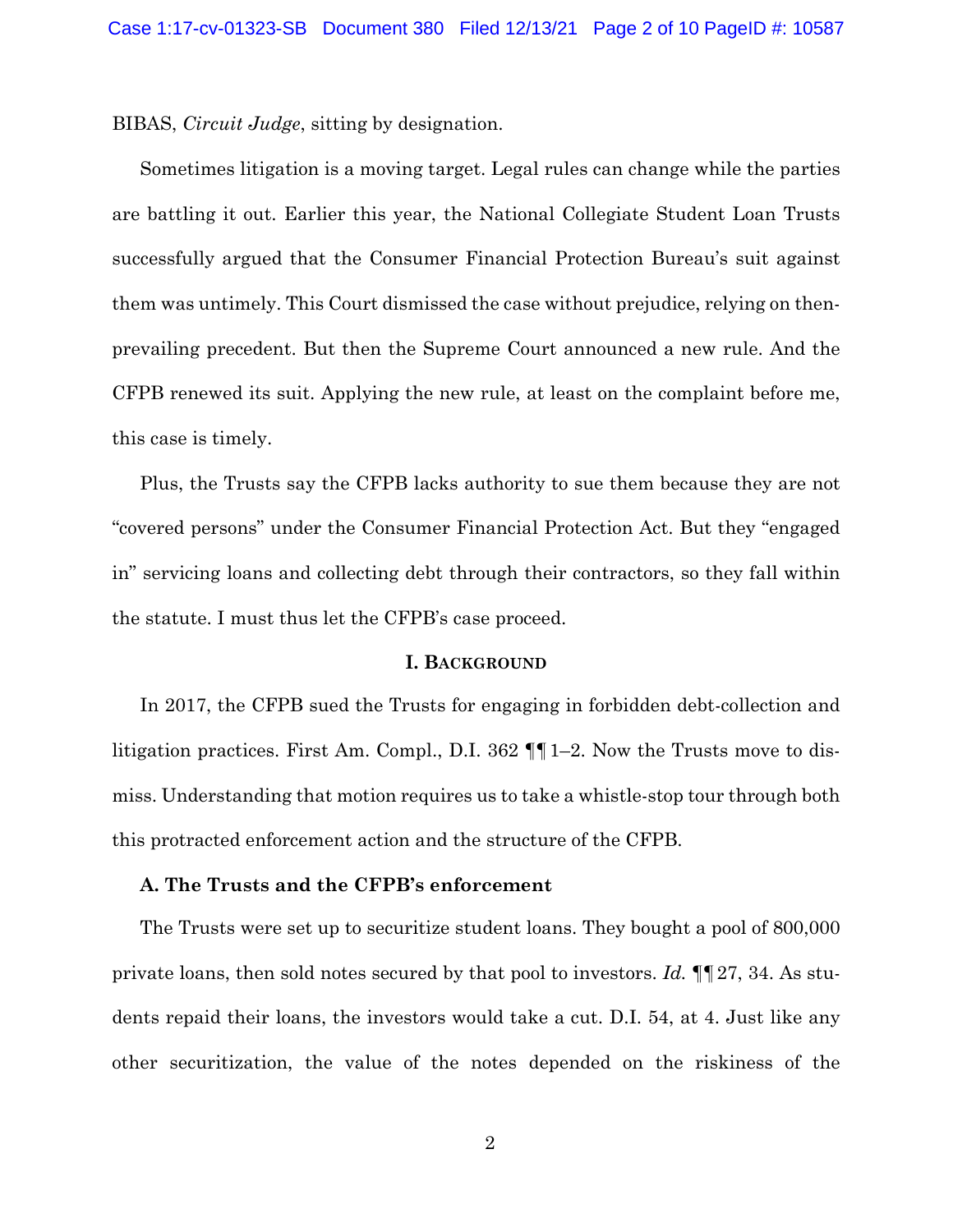BIBAS, *Circuit Judge*, sitting by designation.

Sometimes litigation is a moving target. Legal rules can change while the parties are battling it out. Earlier this year, the National Collegiate Student Loan Trusts successfully argued that the Consumer Financial Protection Bureau's suit against them was untimely. This Court dismissed the case without prejudice, relying on then-prevailing precedent. But then the Supreme Court announced a new rule. And the CFPB renewed its suit. Applying the new rule, at least on the complaint before me, this case is timely.

Plus, the Trusts say the CFPB lacks authority to sue them because they are not "covered persons" under the Consumer Financial Protection Act. But they "engaged in" servicing loans and collecting debt through their contractors, so they fall within the statute. I must thus let the CFPB's case proceed.

## I. BACKGROUND

In 2017, the CFPB sued the Trusts for engaging in forbidden debt-collection and litigation practices. First Am. Compl., D.I. 362 ¶¶ 1–2. Now the Trusts move to dismiss. Understanding that motion requires us to take a whistle-stop tour through both this protracted enforcement action and the structure of the CFPB.

### A. The Trusts and the CFPB's enforcement

The Trusts were set up to securitize student loans. They bought a pool of 800,000 private loans, then sold notes secured by that pool to investors. *Id.* ¶¶ 27, 34. As students repaid their loans, the investors would take a cut. D.I. 54, at 4. Just like any other securitization, the value of the notes depended on the riskiness of the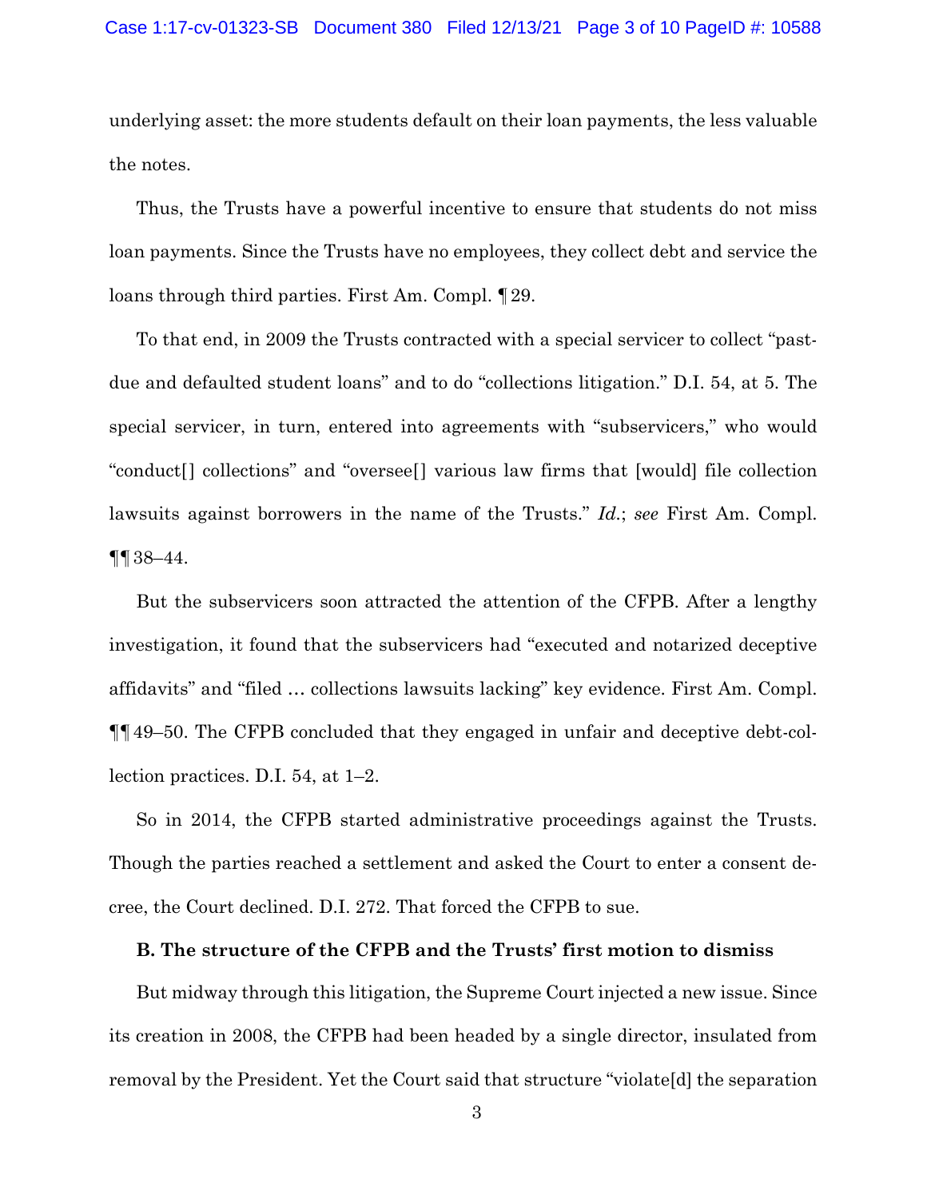underlying asset: the more students default on their loan payments, the less valuable the notes.

Thus, the Trusts have a powerful incentive to ensure that students do not miss loan payments. Since the Trusts have no employees, they collect debt and service the loans through third parties. First Am. Compl. ¶ 29.

To that end, in 2009 the Trusts contracted with a special servicer to collect "past-due and defaulted student loans" and to do "collections litigation." D.I. 54, at 5. The special servicer, in turn, entered into agreements with "subservicers," who would "conduct[] collections" and "oversee[] various law firms that [would] file collection lawsuits against borrowers in the name of the Trusts." *Id.*; *see* First Am. Compl. ¶¶ 38–44.

But the subservicers soon attracted the attention of the CFPB. After a lengthy investigation, it found that the subservicers had "executed and notarized deceptive affidavits" and "filed … collections lawsuits lacking" key evidence. First Am. Compl. ¶¶ 49–50. The CFPB concluded that they engaged in unfair and deceptive debt-collection practices. D.I. 54, at 1–2.

So in 2014, the CFPB started administrative proceedings against the Trusts. Though the parties reached a settlement and asked the Court to enter a consent decree, the Court declined. D.I. 272. That forced the CFPB to sue.

**B. The structure of the CFPB and the Trusts' first motion to dismiss**

But midway through this litigation, the Supreme Court injected a new issue. Since its creation in 2008, the CFPB had been headed by a single director, insulated from removal by the President. Yet the Court said that structure "violate[d] the separation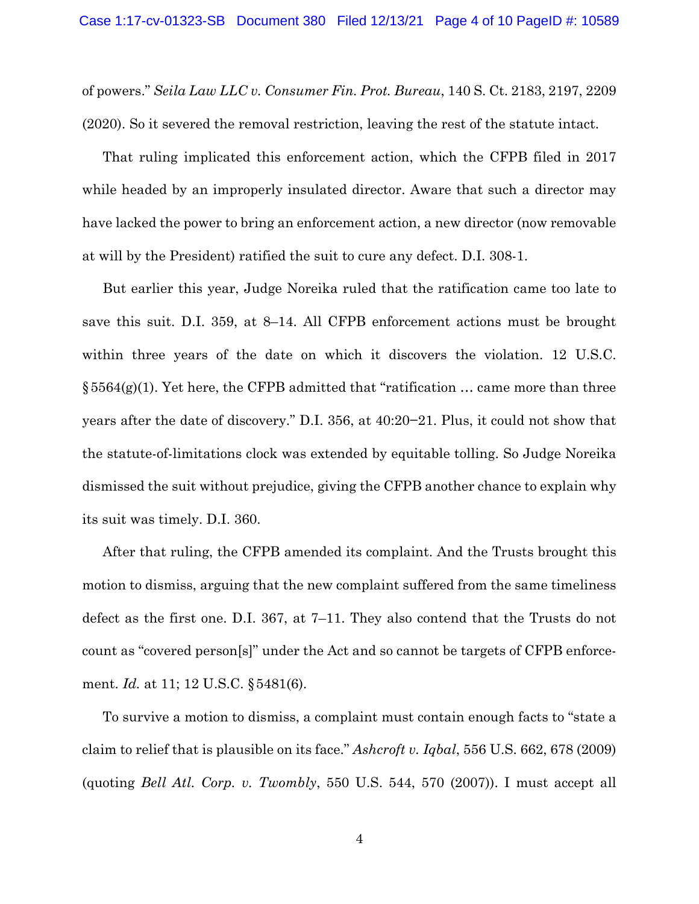of powers." *Seila Law LLC v. Consumer Fin. Prot. Bureau*, 140 S. Ct. 2183, 2197, 2209 (2020). So it severed the removal restriction, leaving the rest of the statute intact.

That ruling implicated this enforcement action, which the CFPB filed in 2017 while headed by an improperly insulated director. Aware that such a director may have lacked the power to bring an enforcement action, a new director (now removable at will by the President) ratified the suit to cure any defect. D.I. 308-1.

But earlier this year, Judge Noreika ruled that the ratification came too late to save this suit. D.I. 359, at 8–14. All CFPB enforcement actions must be brought within three years of the date on which it discovers the violation. 12 U.S.C. § 5564(g)(1). Yet here, the CFPB admitted that "ratification … came more than three years after the date of discovery." D.I. 356, at 40:20–21. Plus, it could not show that the statute-of-limitations clock was extended by equitable tolling. So Judge Noreika dismissed the suit without prejudice, giving the CFPB another chance to explain why its suit was timely. D.I. 360.

After that ruling, the CFPB amended its complaint. And the Trusts brought this motion to dismiss, arguing that the new complaint suffered from the same timeliness defect as the first one. D.I. 367, at 7–11. They also contend that the Trusts do not count as "covered person[s]" under the Act and so cannot be targets of CFPB enforcement. *Id.* at 11; 12 U.S.C. § 5481(6).

To survive a motion to dismiss, a complaint must contain enough facts to "state a claim to relief that is plausible on its face." *Ashcroft v. Iqbal*, 556 U.S. 662, 678 (2009) (quoting *Bell Atl. Corp. v. Twombly*, 550 U.S. 544, 570 (2007)). I must accept all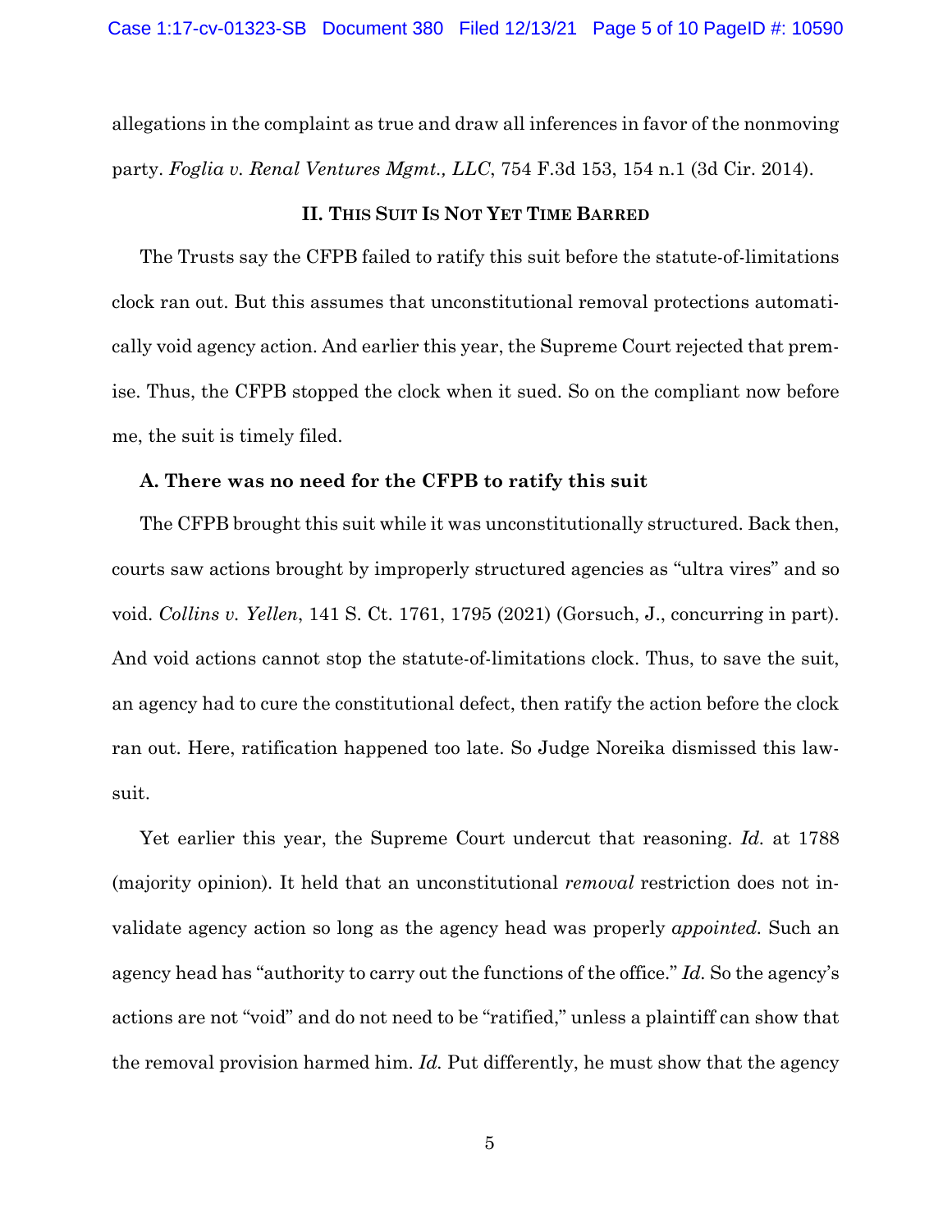allegations in the complaint as true and draw all inferences in favor of the nonmoving party. *Foglia v. Renal Ventures Mgmt., LLC*, 754 F.3d 153, 154 n.1 (3d Cir. 2014).

## II. This Suit Is Not Yet Time Barred

The Trusts say the CFPB failed to ratify this suit before the statute-of-limitations clock ran out. But this assumes that unconstitutional removal protections automatically void agency action. And earlier this year, the Supreme Court rejected that premise. Thus, the CFPB stopped the clock when it sued. So on the compliant now before me, the suit is timely filed.

### A. There was no need for the CFPB to ratify this suit

The CFPB brought this suit while it was unconstitutionally structured. Back then, courts saw actions brought by improperly structured agencies as "ultra vires" and so void. *Collins v. Yellen*, 141 S. Ct. 1761, 1795 (2021) (Gorsuch, J., concurring in part). And void actions cannot stop the statute-of-limitations clock. Thus, to save the suit, an agency had to cure the constitutional defect, then ratify the action before the clock ran out. Here, ratification happened too late. So Judge Noreika dismissed this lawsuit.

Yet earlier this year, the Supreme Court undercut that reasoning. *Id.* at 1788 (majority opinion). It held that an unconstitutional *removal* restriction does not invalidate agency action so long as the agency head was properly *appointed*. Such an agency head has "authority to carry out the functions of the office." *Id.* So the agency's actions are not "void" and do not need to be "ratified," unless a plaintiff can show that the removal provision harmed him. *Id.* Put differently, he must show that the agency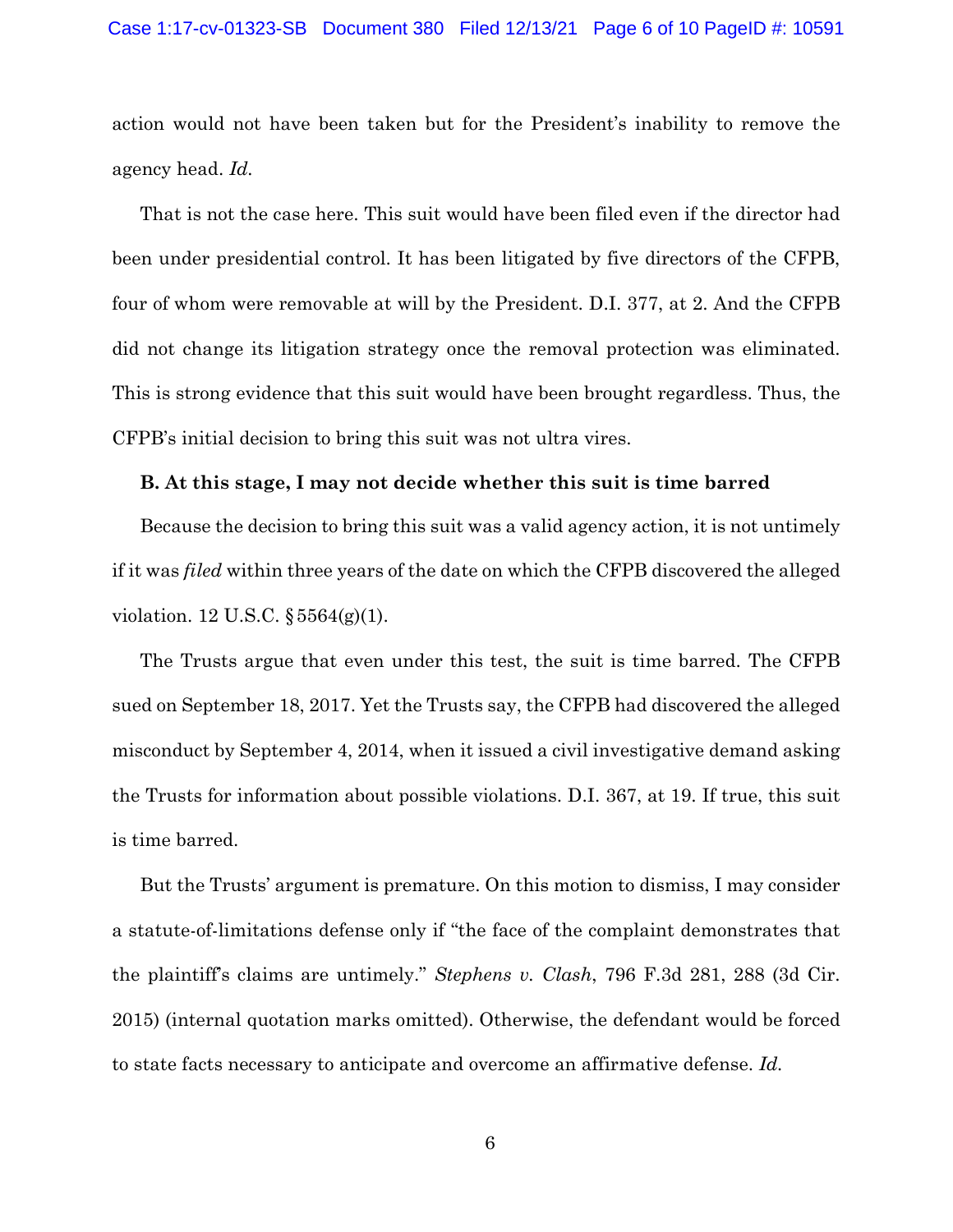action would not have been taken but for the President's inability to remove the agency head. *Id.*

That is not the case here. This suit would have been filed even if the director had been under presidential control. It has been litigated by five directors of the CFPB, four of whom were removable at will by the President. D.I. 377, at 2. And the CFPB did not change its litigation strategy once the removal protection was eliminated. This is strong evidence that this suit would have been brought regardless. Thus, the CFPB's initial decision to bring this suit was not ultra vires.

**B. At this stage, I may not decide whether this suit is time barred**

Because the decision to bring this suit was a valid agency action, it is not untimely if it was *filed* within three years of the date on which the CFPB discovered the alleged violation. 12 U.S.C. § 5564(g)(1).

The Trusts argue that even under this test, the suit is time barred. The CFPB sued on September 18, 2017. Yet the Trusts say, the CFPB had discovered the alleged misconduct by September 4, 2014, when it issued a civil investigative demand asking the Trusts for information about possible violations. D.I. 367, at 19. If true, this suit is time barred.

But the Trusts' argument is premature. On this motion to dismiss, I may consider a statute-of-limitations defense only if "the face of the complaint demonstrates that the plaintiff's claims are untimely." *Stephens v. Clash*, 796 F.3d 281, 288 (3d Cir. 2015) (internal quotation marks omitted). Otherwise, the defendant would be forced to state facts necessary to anticipate and overcome an affirmative defense. *Id.*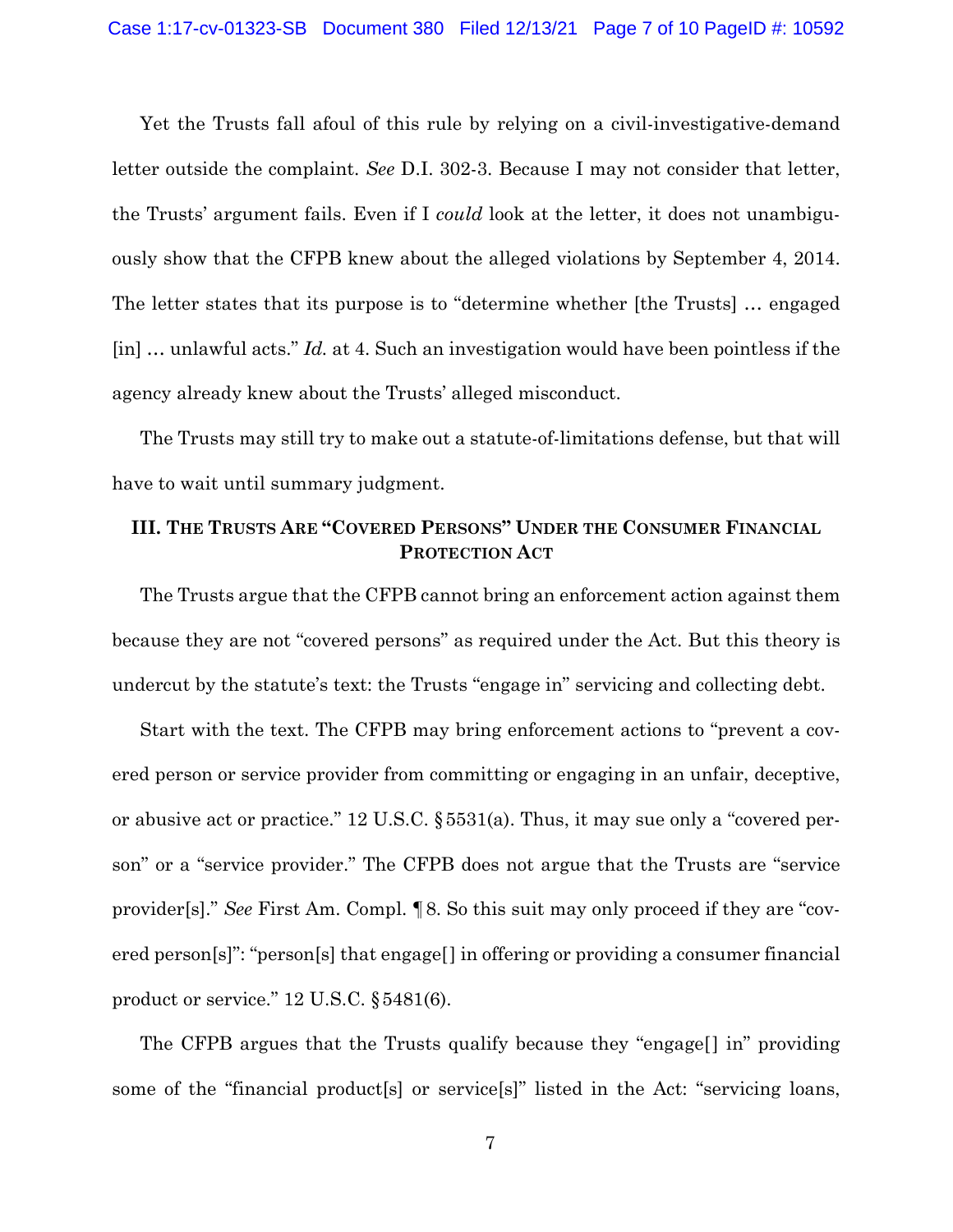Yet the Trusts fall afoul of this rule by relying on a civil-investigative-demand letter outside the complaint. *See* D.I. 302-3. Because I may not consider that letter, the Trusts' argument fails. Even if I *could* look at the letter, it does not unambiguously show that the CFPB knew about the alleged violations by September 4, 2014. The letter states that its purpose is to "determine whether [the Trusts] … engaged [in] … unlawful acts." *Id.* at 4. Such an investigation would have been pointless if the agency already knew about the Trusts' alleged misconduct.

The Trusts may still try to make out a statute-of-limitations defense, but that will have to wait until summary judgment.

### III. The Trusts Are "Covered Persons" Under the Consumer Financial Protection Act

The Trusts argue that the CFPB cannot bring an enforcement action against them because they are not "covered persons" as required under the Act. But this theory is undercut by the statute's text: the Trusts "engage in" servicing and collecting debt.

Start with the text. The CFPB may bring enforcement actions to "prevent a covered person or service provider from committing or engaging in an unfair, deceptive, or abusive act or practice." 12 U.S.C. § 5531(a). Thus, it may sue only a "covered person" or a "service provider." The CFPB does not argue that the Trusts are "service provider[s]." *See* First Am. Compl. ¶ 8. So this suit may only proceed if they are "covered person[s]": "person[s] that engage[] in offering or providing a consumer financial product or service." 12 U.S.C. § 5481(6).

The CFPB argues that the Trusts qualify because they "engage[] in" providing some of the "financial product[s] or service[s]" listed in the Act: "servicing loans,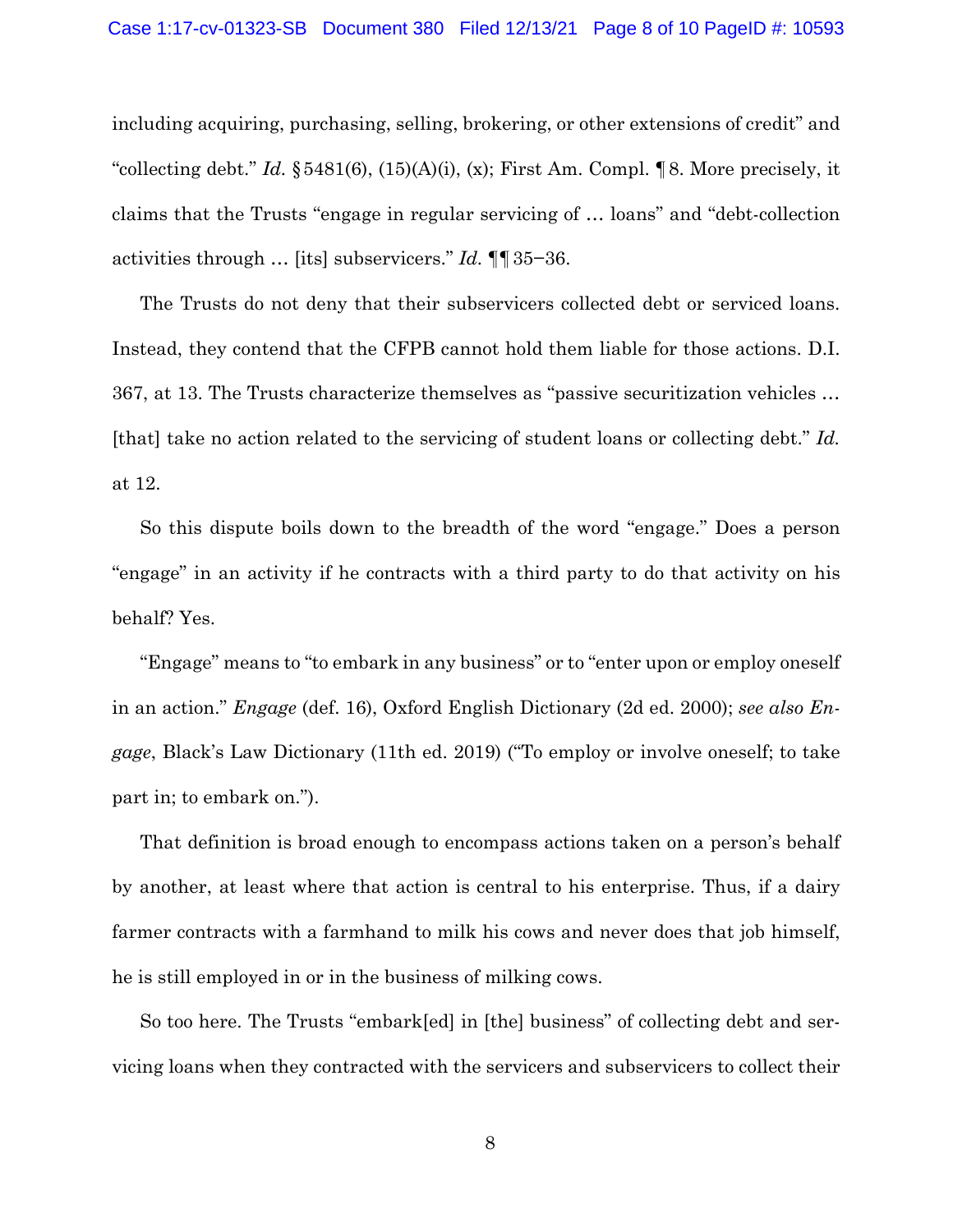including acquiring, purchasing, selling, brokering, or other extensions of credit" and "collecting debt." *Id.* § 5481(6), (15)(A)(i), (x); First Am. Compl. ¶ 8. More precisely, it claims that the Trusts "engage in regular servicing of … loans" and "debt-collection activities through … [its] subservicers." *Id.* ¶¶ 35−36.

The Trusts do not deny that their subservicers collected debt or serviced loans. Instead, they contend that the CFPB cannot hold them liable for those actions. D.I. 367, at 13. The Trusts characterize themselves as "passive securitization vehicles … [that] take no action related to the servicing of student loans or collecting debt." *Id.* at 12.

So this dispute boils down to the breadth of the word "engage." Does a person "engage" in an activity if he contracts with a third party to do that activity on his behalf? Yes.

"Engage" means to "to embark in any business" or to "enter upon or employ oneself in an action." *Engage* (def. 16), Oxford English Dictionary (2d ed. 2000); *see also Engage*, Black's Law Dictionary (11th ed. 2019) ("To employ or involve oneself; to take part in; to embark on.").

That definition is broad enough to encompass actions taken on a person's behalf by another, at least where that action is central to his enterprise. Thus, if a dairy farmer contracts with a farmhand to milk his cows and never does that job himself, he is still employed in or in the business of milking cows.

So too here. The Trusts "embark[ed] in [the] business" of collecting debt and servicing loans when they contracted with the servicers and subservicers to collect their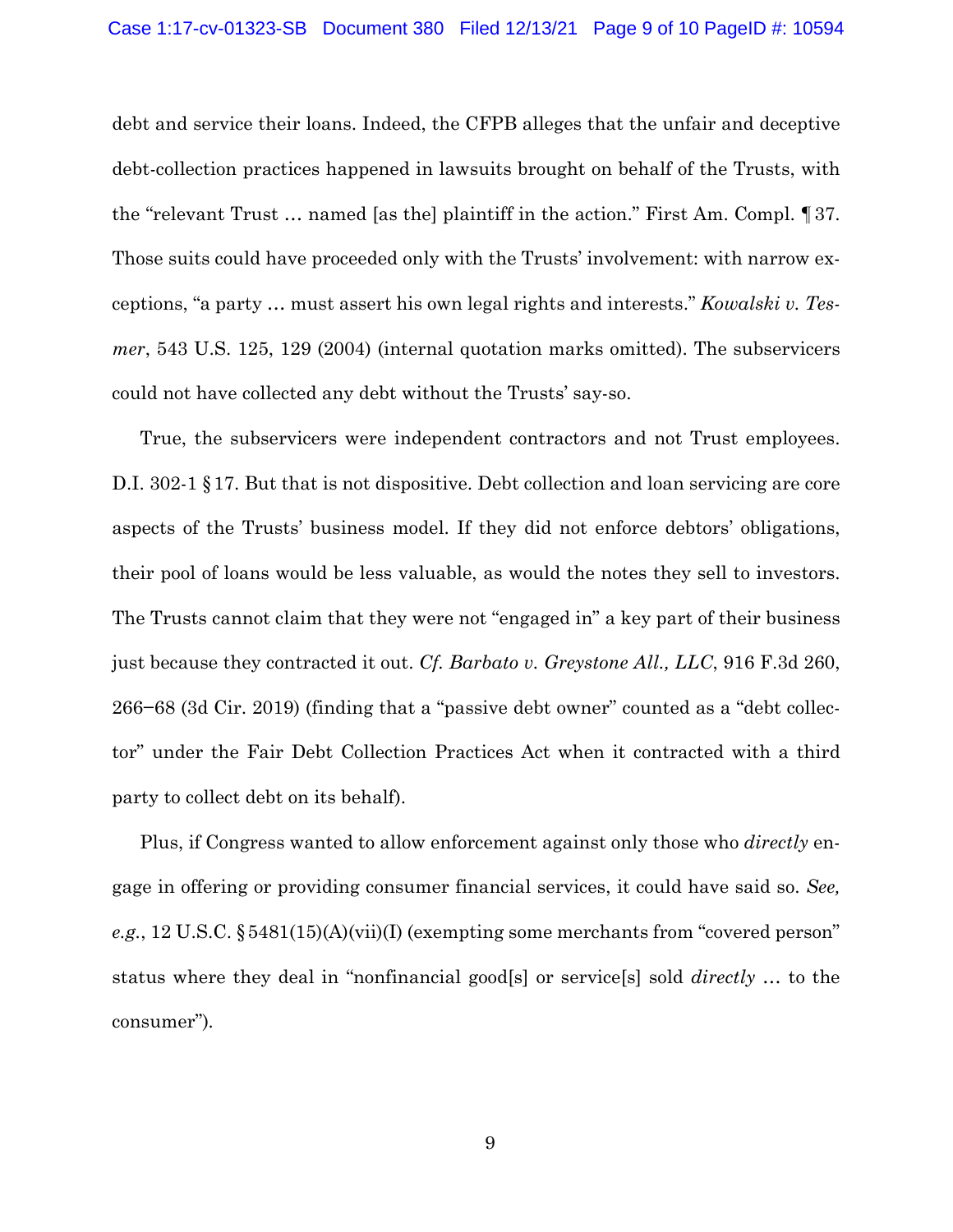debt and service their loans. Indeed, the CFPB alleges that the unfair and deceptive debt-collection practices happened in lawsuits brought on behalf of the Trusts, with the "relevant Trust … named [as the] plaintiff in the action." First Am. Compl. ¶ 37. Those suits could have proceeded only with the Trusts' involvement: with narrow exceptions, "a party … must assert his own legal rights and interests." *Kowalski v. Tesmer*, 543 U.S. 125, 129 (2004) (internal quotation marks omitted). The subservicers could not have collected any debt without the Trusts' say-so.

True, the subservicers were independent contractors and not Trust employees. D.I. 302-1 § 17. But that is not dispositive. Debt collection and loan servicing are core aspects of the Trusts' business model. If they did not enforce debtors' obligations, their pool of loans would be less valuable, as would the notes they sell to investors. The Trusts cannot claim that they were not "engaged in" a key part of their business just because they contracted it out. *Cf. Barbato v. Greystone All., LLC*, 916 F.3d 260, 266−68 (3d Cir. 2019) (finding that a "passive debt owner" counted as a "debt collector" under the Fair Debt Collection Practices Act when it contracted with a third party to collect debt on its behalf).

Plus, if Congress wanted to allow enforcement against only those who *directly* engage in offering or providing consumer financial services, it could have said so. *See, e.g.*, 12 U.S.C. § 5481(15)(A)(vii)(I) (exempting some merchants from "covered person" status where they deal in "nonfinancial good[s] or service[s] sold *directly* … to the consumer").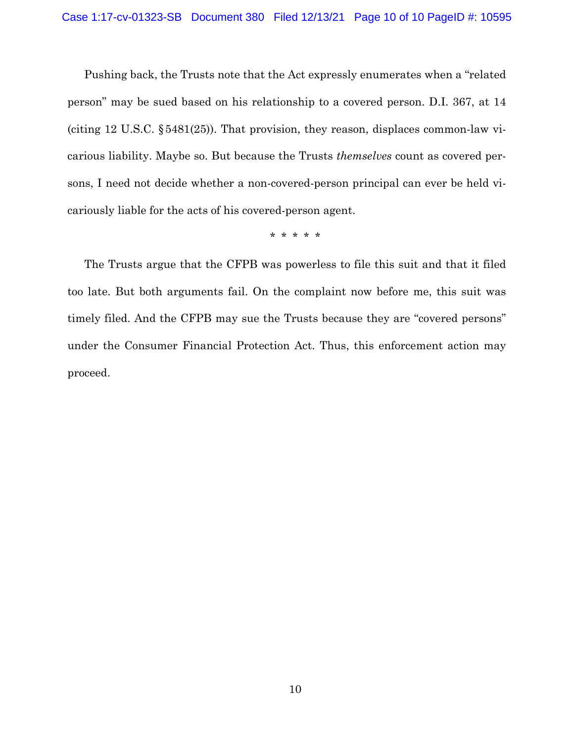Pushing back, the Trusts note that the Act expressly enumerates when a "related person" may be sued based on his relationship to a covered person. D.I. 367, at 14 (citing 12 U.S.C. § 5481(25)). That provision, they reason, displaces common-law vicarious liability. Maybe so. But because the Trusts *themselves* count as covered persons, I need not decide whether a non-covered-person principal can ever be held vicariously liable for the acts of his covered-person agent.

\* \* \* \* \*

The Trusts argue that the CFPB was powerless to file this suit and that it filed too late. But both arguments fail. On the complaint now before me, this suit was timely filed. And the CFPB may sue the Trusts because they are "covered persons" under the Consumer Financial Protection Act. Thus, this enforcement action may proceed.